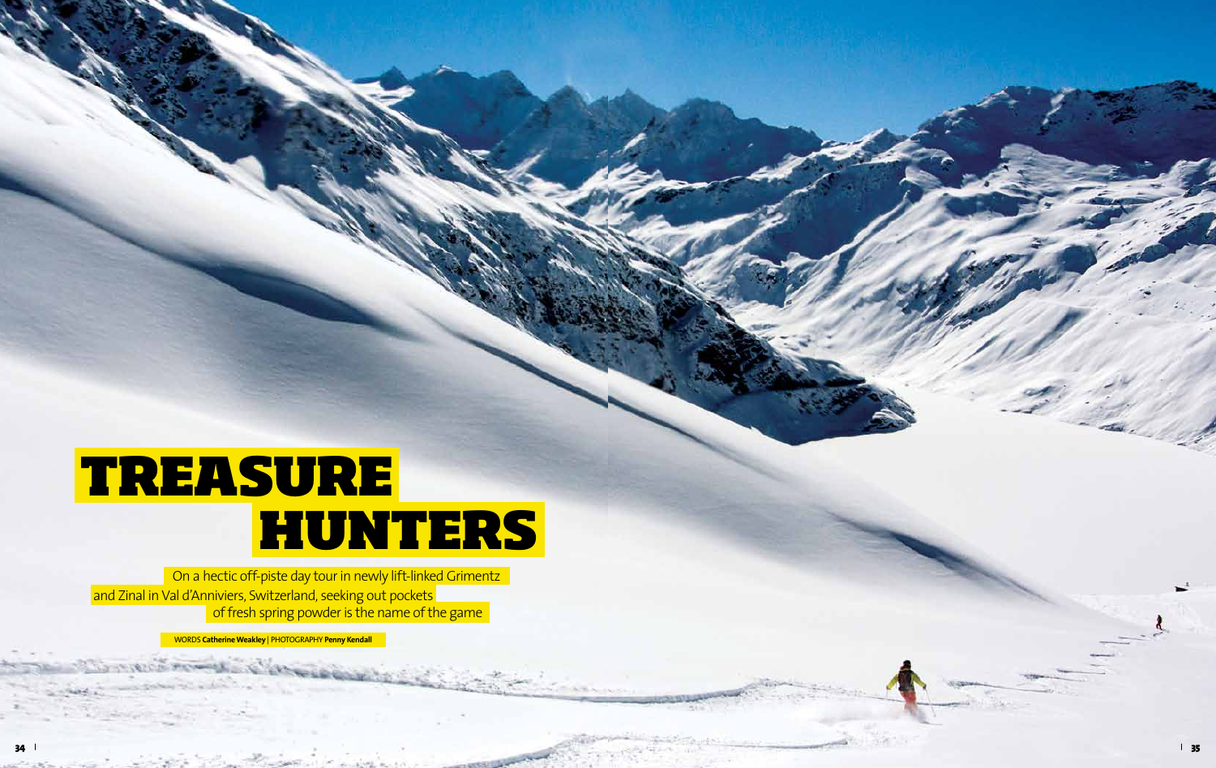# TREASURE HUNTERS

On a hectic off-piste day tour in newly lift-linked Grimentz and Zinal in Val d'Anniviers, Switzerland, seeking out pockets of fresh spring powder is the name of the game

WORDS **Catherine Weakley** | PHOTOGRAPHY **Penny Kendall**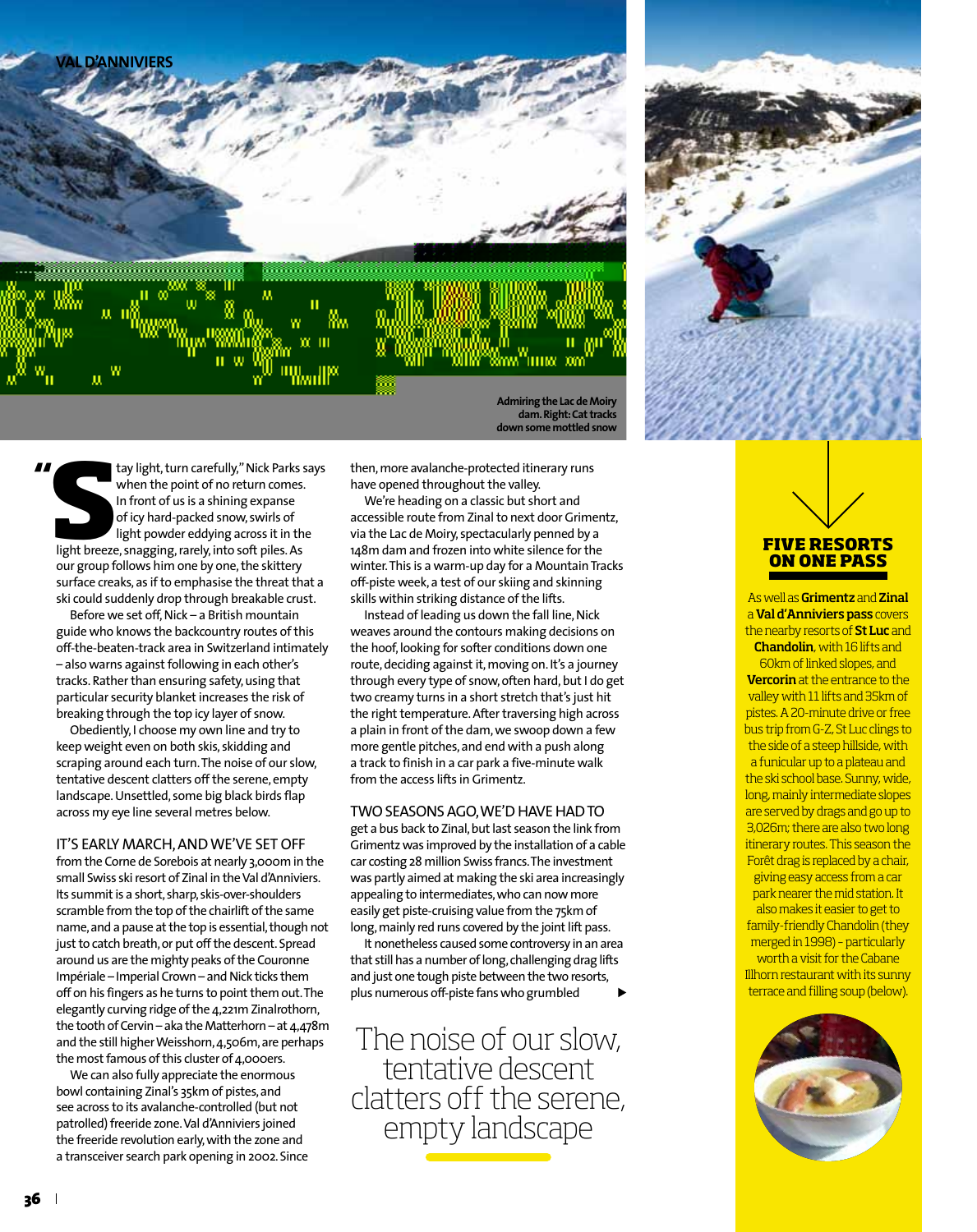Admiring the Lac de Moiry dam. Right: Cat tracks down some mottled snow

"Stay light, turn carefully," Nick Parks says when the point of no return comes. In front of us is a shining expanse of icy hard-packed snow, swirls of light powder eddying across it in the light breeze, snagging, rarely, into soft piles. As our group follows him one by one, the skittery surface creaks, as if to emphasise the threat that a ski could suddenly drop through breakable crust.

Before we set off, Nick – a British mountain guide who knows the backcountry routes of this off-the-beaten-track area in Switzerland intimately – also warns against following in each other's tracks. Rather than ensuring safety, using that particular security blanket increases the risk of breaking through the top icy layer of snow.

Obediently, I choose my own line and try to keep weight even on both skis, skidding and scraping around each turn. The noise of our slow, tentative descent clatters off the serene, empty landscape. Unsettled, some big black birds flap across my eye line several metres below.

IT'S EARLY MARCH, AND WE'VE SET OFF from the Corne de Sorebois at nearly 3,000m in the small Swiss ski resort of Zinal in the Val d'Anniviers. Its summit is a short, sharp, skis-over-shoulders scramble from the top of the chairlift of the same name, and a pause at the top is essential, though not just to catch breath, or put off the descent. Spread around us are the mighty peaks of the Couronne Impériale – Imperial Crown – and Nick ticks them off on his fingers as he turns to point them out. The elegantly curving ridge of the 4,221m Zinalrothorn, the tooth of Cervin – aka the Matterhorn – at 4,478m and the still higher Weisshorn, 4,506m, are perhaps the most famous of this cluster of 4,000ers.

We can also fully appreciate the enormous bowl containing Zinal's 35km of pistes, and see across to its avalanche-controlled (but not patrolled) freeride zone. Val d'Anniviers joined the freeride revolution early, with the zone and a transceiver search park opening in 2002. Since then, more avalanche-protected itinerary runs have opened throughout the valley.

We're heading on a classic but short and accessible route from Zinal to next door Grimentz, via the Lac de Moiry, spectacularly penned by a 148m dam and frozen into white silence for the winter. This is a warm-up day for a Mountain Tracks off-piste week, a test of our skiing and skinning skills within striking distance of the lifts.

Instead of leading us down the fall line, Nick weaves around the contours making decisions on the hoof, looking for softer conditions down one route, deciding against it, moving on. It's a journey through every type of snow, often hard, but I do get two creamy turns in a short stretch that's just hit the right temperature. After traversing high across a plain in front of the dam, we swoop down a few more gentle pitches, and end with a push along a track to finish in a car park a five-minute walk from the access lifts in Grimentz.

TWO SEASONS AGO, WE'D HAVE HAD TO get a bus back to Zinal, but last season the link from Grimentz was improved by the installation of a cable car costing 28 million Swiss francs. The investment was partly aimed at making the ski area increasingly appealing to intermediates, who can now more easily get piste-cruising value from the 75km of long, mainly red runs covered by the joint lift pass.

It nonetheless caused some controversy in an area that still has a number of long, challenging drag lifts and just one tough piste between the two resorts, plus numerous off-piste fans who grumbled ▶

> The noise of our slow, tentative descent clatters off the serene, empty landscape

## FIVE RESORTS ON ONE PASS

As well as **Grimentz** and **Zinal** a **Val d'Anniviers pass** covers the nearby resorts of **St Luc** and **Chandolin**, with 16 lifts and 60km of linked slopes, and **Vercorin** at the entrance to the valley with 11 lifts and 35km of pistes. A 20-minute drive or free bus trip from G-Z, St Luc clings to the side of a steep hillside, with a funicular up to a plateau and the ski school base. Sunny, wide, long, mainly intermediate slopes are served by drags and go up to 3,026m; there are also two long itinerary routes. This season the Forêt drag is replaced by a chair, giving easy access from a car park nearer the mid station. It also makes it easier to get to family-friendly Chandolin (they merged in 1998) – particularly worth a visit for the Cabane Illhorn restaurant with its sunny terrace and filling soup (below).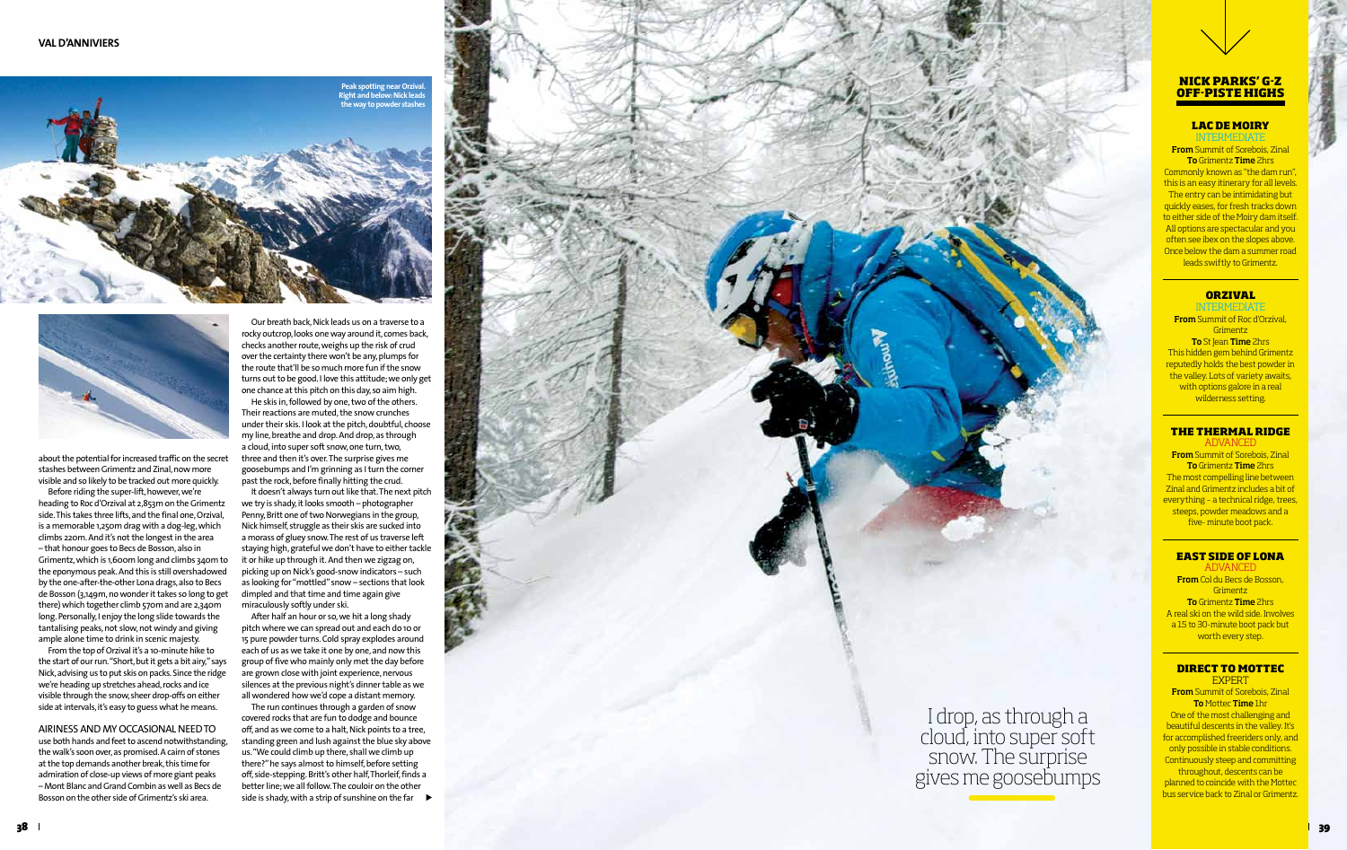Peak spotting near Orzival. Right and below: Nick leads the way to powder stashes

about the potential for increased traffic on the secret stashes between Grimentz and Zinal, now more visible and so likely to be tracked out more quickly.

Before riding the super-lift, however, we're heading to Roc d'Orzival at 2,853m on the Grimentz side. This takes three lifts, and the final one, Orzival, is a memorable 1,250m drag with a dog-leg, which climbs 220m. And it's not the longest in the area – that honour goes to Becs de Bosson, also in Grimentz, which is 1,600m long and climbs 340m to the eponymous peak. And this is still overshadowed by the one-after-the-other Lona drags, also to Becs de Bosson (3,149m, no wonder it takes so long to get there) which together climb 570m and are 2,340m long. Personally, I enjoy the long slide towards the tantalising peaks, not slow, not windy and giving ample alone time to drink in scenic majesty.

From the top of Orzival it's a 10-minute hike to the start of our run. "Short, but it gets a bit airy," says Nick, advising us to put skis on packs. Since the ridge we're heading up stretches ahead, rocks and ice visible through the snow, sheer drop-offs on either side at intervals, it's easy to guess what he means.

AIRINESS AND MY OCCASIONAL NEED TO use both hands and feet to ascend notwithstanding, the walk's soon over, as promised. A cairn of stones at the top demands another break, this time for admiration of close-up views of more giant peaks – Mont Blanc and Grand Combin as well as Becs de Bosson on the other side of Grimentz's ski area.

Our breath back, Nick leads us on a traverse to a rocky outcrop, looks one way around it, comes back, checks another route, weighs up the risk of crud over the certainty there won't be any, plumps for the route that'll be so much more fun if the snow turns out to be good. I love this attitude; we only get one chance at this pitch on this day, so aim high.

He skis in, followed by one, two of the others. Their reactions are muted, the snow crunches under their skis. I look at the pitch, doubtful, choose my line, breathe and drop. And drop, as through a cloud, into super soft snow, one turn, two, three and then it's over. The surprise gives me goosebumps and I'm grinning as I turn the corner past the rock, before finally hitting the crud.

It doesn't always turn out like that. The next pitch we try is shady, it looks smooth – photographer Penny, Britt one of two Norwegians in the group, Nick himself, struggle as their skis are sucked into a morass of gluey snow. The rest of us traverse left staying high, grateful we don't have to either tackle it or hike up through it. And then we zigzag on, picking up on Nick's good-snow indicators – such as looking for "mottled" snow – sections that look dimpled and that time and time again give miraculously softly under ski.

After half an hour or so, we hit a long shady pitch where we can spread out and each do 10 or 15 pure powder turns. Cold spray explodes around each of us as we take it one by one, and now this group of five who mainly only met the day before are grown close with joint experience, nervous silences at the previous night's dinner table as we all wondered how we'd cope a distant memory.

The run continues through a garden of snow covered rocks that are fun to dodge and bounce off, and as we come to a halt, Nick points to a tree, standing green and lush against the blue sky above us. "We could climb up there, shall we climb up there?" he says almost to himself, before setting off, side-stepping. Britt's other half, Thorleif, finds a better line; we all follow. The couloir on the other side is shady, with a strip of sunshine on the far ▶

I drop, as through a cloud, into super soft snow. The surprise gives me goosebumps

## NICK PARKS' G-Z OFF-PISTE HIGHS

### LAC DE MOIRY
INTERMEDIATE

**From** Summit of Sorebois, Zinal
**To** Grimentz **Time** 2hrs

Commonly known as "the dam run", this is an easy itinerary for all levels. The entry can be intimidating but quickly eases, for fresh tracks down to either side of the Moiry dam itself. All options are spectacular and you often see ibex on the slopes above. Once below the dam a summer road leads swiftly to Grimentz.

### ORZIVAL
INTERMEDIATE

**From** Summit of Roc d'Orzival, Grimentz
**To** St Jean **Time** 2hrs

This hidden gem behind Grimentz reputedly holds the best powder in the valley. Lots of variety awaits, with options galore in a real wilderness setting.

### THE THERMAL RIDGE
ADVANCED

**From** Summit of Sorebois, Zinal
**To** Grimentz **Time** 2hrs

The most compelling line between Zinal and Grimentz includes a bit of everything – a technical ridge, trees, steeps, powder meadows and a five- minute boot pack.

### EAST SIDE OF LONA
ADVANCED

**From** Col du Becs de Bosson, Grimentz
**To** Grimentz **Time** 2hrs

A real ski on the wild side. Involves a 15 to 30-minute boot pack but worth every step.

### DIRECT TO MOTTEC
EXPERT

**From** Summit of Sorebois, Zinal
**To** Mottec **Time** 1hr

One of the most challenging and beautiful descents in the valley. It's for accomplished freeriders only, and only possible in stable conditions. Continuously steep and committing throughout, descents can be planned to coincide with the Mottec bus service back to Zinal or Grimentz.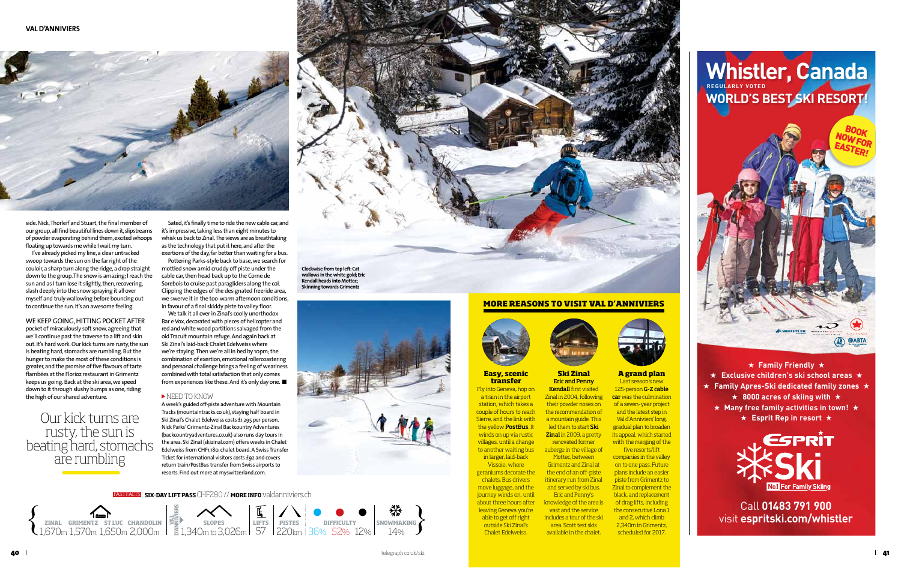side. Nick, Thorleif and Stuart, the final member of our group, all find beautiful lines down it, slipstreams of powder evaporating behind them, excited whoops floating up towards me while I wait my turn.

I've already picked my line, a clear untracked swoop towards the sun on the far right of the couloir, a sharp turn along the ridge, a drop straight down to the group. The snow is amazing; I reach the sun and as I turn lose it slightly, then, recovering, slash deeply into the snow spraying it all over myself and truly wallowing before bouncing out to continue the run. It's an awesome feeling.

WE KEEP GOING, HITTING POCKET AFTER pocket of miraculously soft snow, agreeing that we'll continue past the traverse to a lift and skin out. It's hard work. Our kick turns are rusty, the sun is beating hard, stomachs are rumbling. But the hunger to make the most of these conditions is greater, and the promise of five flavours of tarte flambées at the Florioz restaurant in Grimentz keeps us going. Back at the ski area, we speed down to it through slushy bumps as one, riding the high of our shared adventure.

> Our kick turns are rusty, the sun is beating hard, stomachs are rumbling

Sated, it's finally time to ride the new cable car, and it's impressive, taking less than eight minutes to whisk us back to Zinal. The views are as breathtaking as the technology that put it here, and after the exertions of the day, far better than waiting for a bus.

Pottering Parks-style back to base, we search for mottled snow amid cruddy off piste under the cable car, then head back up to the Corne de Sorebois to cruise past paragliders along the col. Clipping the edges of the designated freeride area, we swerve it in the too-warm afternoon conditions, in favour of a final skiddy piste to valley floor.

We talk it all over in Zinal's coolly unorthodox Bar e Vox, decorated with pieces of helicopter and red and white wood partitions salvaged from the old Tracuit mountain refuge. And again back at Ski Zinal's laid-back Chalet Edelweiss where we're staying. Then we're all in bed by 10pm; the combination of exertion, emotional rollercoastering and personal challenge brings a feeling of weariness combined with total satisfaction that only comes from experiences like these. And it's only day one. ■

**▶ NEED TO KNOW**

A week's guided off-piste adventure with Mountain Tracks (mountaintracks.co.uk), staying half board in Ski Zinal's Chalet Edelweiss costs £1,295 per person. Nick Parks' Grimentz-Zinal Backcountry Adventures (backcountryadventures.co.uk) also runs day tours in the area. Ski Zinal (skizinal.com) offers weeks in Chalet Edelweiss from CHF1,180, chalet board. A Swiss Transfer Ticket for international visitors costs £92 and covers return train/PostBus transfer from Swiss airports to resorts. Find out more at myswitzerland.com.

Clockwise from top left: Cat wallows in the white gold; Eric Kendall heads into Mottec; Skinning towards Grimentz

## MORE REASONS TO VISIT VAL D'ANNIVIERS

### Easy, scenic transfer

Fly into Geneva, hop on a train in the airport station, which takes a couple of hours to reach Sierre, and the link with the yellow **PostBus**. It winds on up via rustic villages, until a change to another waiting bus in larger, laid-back Vissoie, where geraniums decorate the chalets. Bus drivers move luggage, and the journey winds on, until about three hours after leaving Geneva you're able to get off right outside Ski Zinal's Chalet Edelweiss.

### Ski Zinal

**Eric and Penny Kendall** first visited Zinal in 2004, following the recommendation of a mountain guide. This led them to start **Ski Zinal** in 2009, a pretty renovated former auberge in the village of Mottec, between Grimentz and Zinal at the end of an off-piste itinerary run from Zinal and served by ski bus. Eric and Penny's knowledge of the area is vast and the service includes a tour of the ski area. Scott test skis available in the chalet.

### A grand plan

Last season's new 125-person **G-Z cable car** was the culmination of a seven-year project and the latest step in Val d'Anniviers' long, gradual plan to broaden its appeal, which started with the merging of the five resorts/lift companies in the valley on to one pass. Future plans include an easier piste from Grimentz to Zinal to complement the black, and replacement of drag lifts, including the consecutive Lona 1 and 2, 2,340m in Grimentz, scheduled for 2017.

**FAST FACTS SIX-DAY LIFT PASS** CHF280 // **MORE INFO** valdanniviers.ch

| ZINAL | GRIMENTZ | ST LUC | CHANDOLIN | SLOPES | LIFTS | PISTES | DIFFICULTY | | | SNOWMAKING |
|---|---|---|---|---|---|---|---|---|---|---|
| 1,670m | 1,570m | 1,650m | 2,000m | 1,340m to 3,026m | 57 | 220km | 36% | 52% | 12% | 14% |

**Whistler, Canada**
REGULARLY VOTED
WORLD'S BEST SKI RESORT!

BOOK NOW FOR EASTER!

★ Family Friendly ★
★ Exclusive children's ski school areas ★
★ Family Apres-Ski dedicated family zones ★
★ 8000 acres of skiing with ★
★ Many free family activities in town! ★
★ Esprit Rep in resort ★

ESPRIT Ski
No1 For Family Skiing

Call **01483 791 900**
visit **espritski.com/whistler**